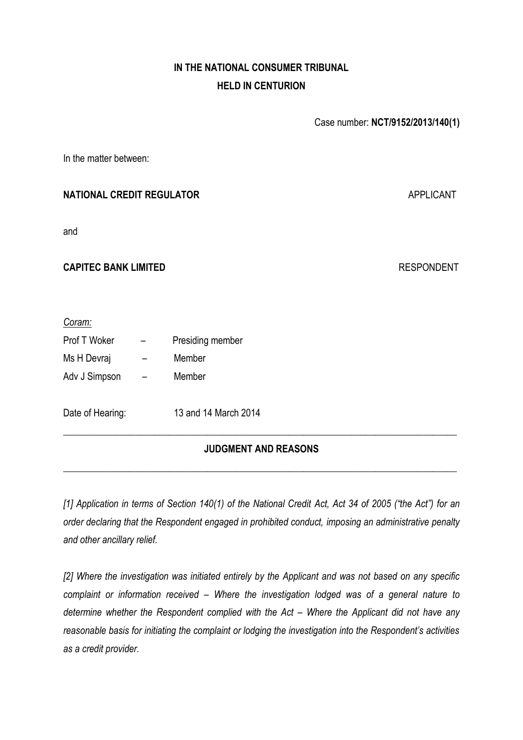**IN THE NATIONAL CONSUMER TRIBUNAL**
**HELD IN CENTURION**

Case number: **NCT/9152/2013/140(1)**

In the matter between:

**NATIONAL CREDIT REGULATOR** APPLICANT

and

**CAPITEC BANK LIMITED** RESPONDENT

*Coram:*

Prof T Woker – Presiding member

Ms H Devraj – Member

Adv J Simpson – Member

Date of Hearing: 13 and 14 March 2014

---

## JUDGMENT AND REASONS

---

*[1] Application in terms of Section 140(1) of the National Credit Act, Act 34 of 2005 ("the Act") for an order declaring that the Respondent engaged in prohibited conduct, imposing an administrative penalty and other ancillary relief.*

*[2] Where the investigation was initiated entirely by the Applicant and was not based on any specific complaint or information received – Where the investigation lodged was of a general nature to determine whether the Respondent complied with the Act – Where the Applicant did not have any reasonable basis for initiating the complaint or lodging the investigation into the Respondent's activities as a credit provider.*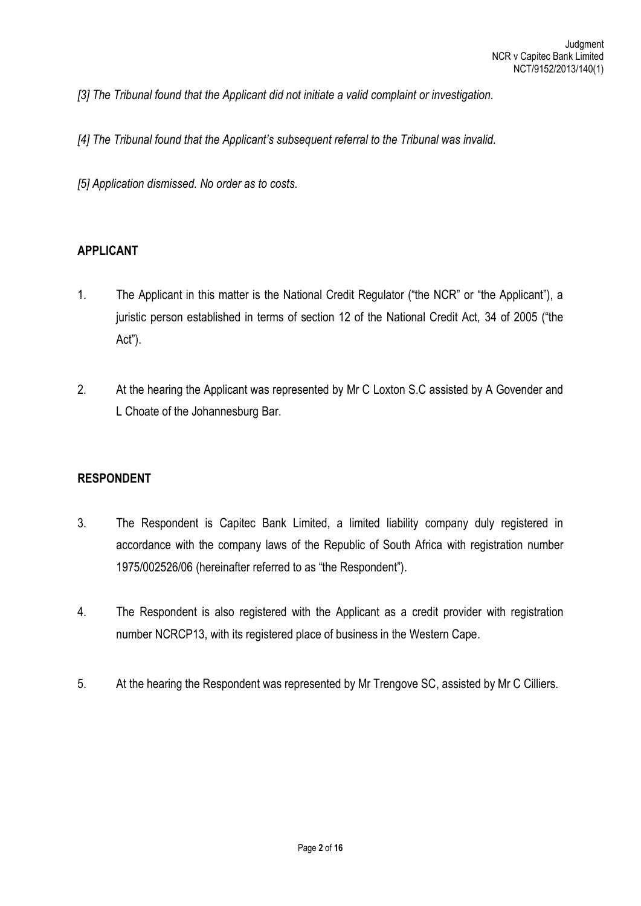*[3] The Tribunal found that the Applicant did not initiate a valid complaint or investigation.*

*[4] The Tribunal found that the Applicant's subsequent referral to the Tribunal was invalid.*

*[5] Application dismissed. No order as to costs.*

## APPLICANT

1. The Applicant in this matter is the National Credit Regulator ("the NCR" or "the Applicant"), a juristic person established in terms of section 12 of the National Credit Act, 34 of 2005 ("the Act").

2. At the hearing the Applicant was represented by Mr C Loxton S.C assisted by A Govender and L Choate of the Johannesburg Bar.

## RESPONDENT

3. The Respondent is Capitec Bank Limited, a limited liability company duly registered in accordance with the company laws of the Republic of South Africa with registration number 1975/002526/06 (hereinafter referred to as "the Respondent").

4. The Respondent is also registered with the Applicant as a credit provider with registration number NCRCP13, with its registered place of business in the Western Cape.

5. At the hearing the Respondent was represented by Mr Trengove SC, assisted by Mr C Cilliers.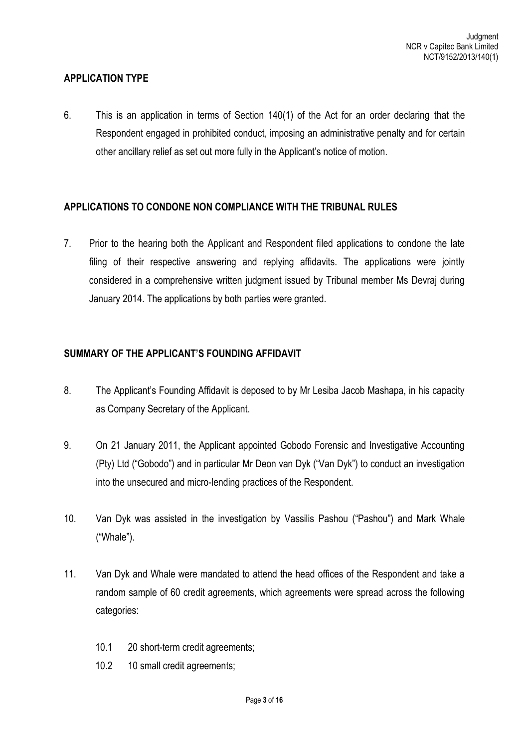## APPLICATION TYPE

6. This is an application in terms of Section 140(1) of the Act for an order declaring that the Respondent engaged in prohibited conduct, imposing an administrative penalty and for certain other ancillary relief as set out more fully in the Applicant's notice of motion.

## APPLICATIONS TO CONDONE NON COMPLIANCE WITH THE TRIBUNAL RULES

7. Prior to the hearing both the Applicant and Respondent filed applications to condone the late filing of their respective answering and replying affidavits. The applications were jointly considered in a comprehensive written judgment issued by Tribunal member Ms Devraj during January 2014. The applications by both parties were granted.

## SUMMARY OF THE APPLICANT'S FOUNDING AFFIDAVIT

8. The Applicant's Founding Affidavit is deposed to by Mr Lesiba Jacob Mashapa, in his capacity as Company Secretary of the Applicant.

9. On 21 January 2011, the Applicant appointed Gobodo Forensic and Investigative Accounting (Pty) Ltd ("Gobodo") and in particular Mr Deon van Dyk ("Van Dyk") to conduct an investigation into the unsecured and micro-lending practices of the Respondent.

10. Van Dyk was assisted in the investigation by Vassilis Pashou ("Pashou") and Mark Whale ("Whale").

11. Van Dyk and Whale were mandated to attend the head offices of the Respondent and take a random sample of 60 credit agreements, which agreements were spread across the following categories:

    10.1 20 short-term credit agreements;

    10.2 10 small credit agreements;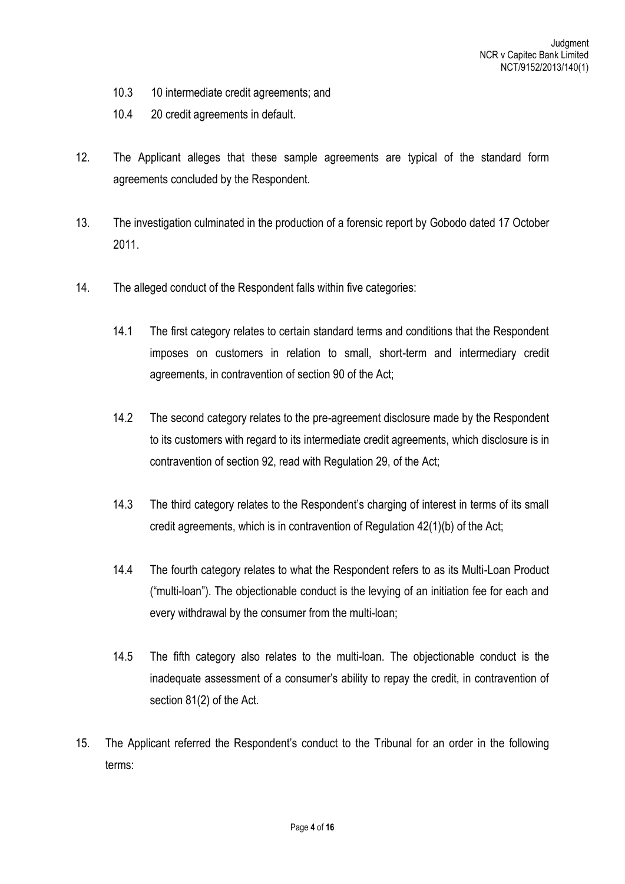10.3 10 intermediate credit agreements; and

10.4 20 credit agreements in default.

12. The Applicant alleges that these sample agreements are typical of the standard form agreements concluded by the Respondent.

13. The investigation culminated in the production of a forensic report by Gobodo dated 17 October 2011.

14. The alleged conduct of the Respondent falls within five categories:

    14.1 The first category relates to certain standard terms and conditions that the Respondent imposes on customers in relation to small, short-term and intermediary credit agreements, in contravention of section 90 of the Act;

    14.2 The second category relates to the pre-agreement disclosure made by the Respondent to its customers with regard to its intermediate credit agreements, which disclosure is in contravention of section 92, read with Regulation 29, of the Act;

    14.3 The third category relates to the Respondent's charging of interest in terms of its small credit agreements, which is in contravention of Regulation 42(1)(b) of the Act;

    14.4 The fourth category relates to what the Respondent refers to as its Multi-Loan Product ("multi-loan"). The objectionable conduct is the levying of an initiation fee for each and every withdrawal by the consumer from the multi-loan;

    14.5 The fifth category also relates to the multi-loan. The objectionable conduct is the inadequate assessment of a consumer's ability to repay the credit, in contravention of section 81(2) of the Act.

15. The Applicant referred the Respondent's conduct to the Tribunal for an order in the following terms: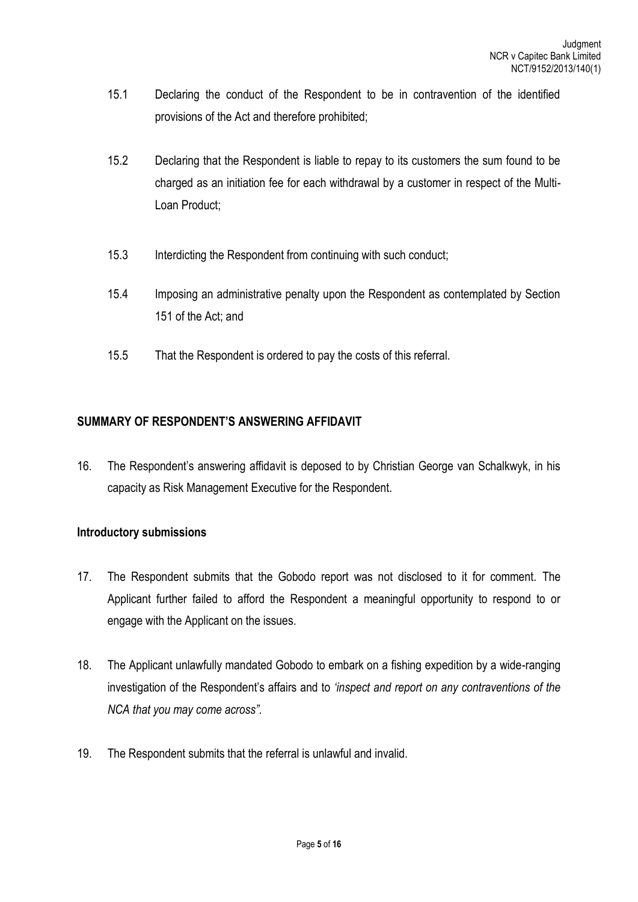15.1 Declaring the conduct of the Respondent to be in contravention of the identified provisions of the Act and therefore prohibited;

15.2 Declaring that the Respondent is liable to repay to its customers the sum found to be charged as an initiation fee for each withdrawal by a customer in respect of the Multi-Loan Product;

15.3 Interdicting the Respondent from continuing with such conduct;

15.4 Imposing an administrative penalty upon the Respondent as contemplated by Section 151 of the Act; and

15.5 That the Respondent is ordered to pay the costs of this referral.

## SUMMARY OF RESPONDENT'S ANSWERING AFFIDAVIT

16. The Respondent's answering affidavit is deposed to by Christian George van Schalkwyk, in his capacity as Risk Management Executive for the Respondent.

### Introductory submissions

17. The Respondent submits that the Gobodo report was not disclosed to it for comment. The Applicant further failed to afford the Respondent a meaningful opportunity to respond to or engage with the Applicant on the issues.

18. The Applicant unlawfully mandated Gobodo to embark on a fishing expedition by a wide-ranging investigation of the Respondent's affairs and to *'inspect and report on any contraventions of the NCA that you may come across"*.

19. The Respondent submits that the referral is unlawful and invalid.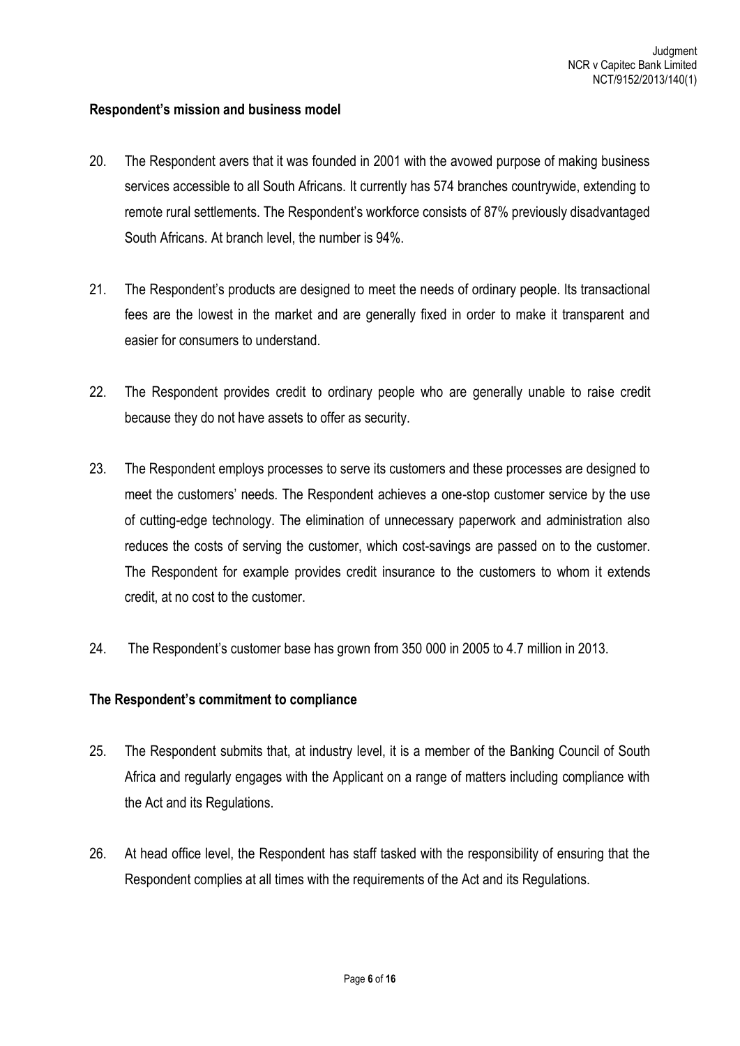**Respondent's mission and business model**

20. The Respondent avers that it was founded in 2001 with the avowed purpose of making business services accessible to all South Africans. It currently has 574 branches countrywide, extending to remote rural settlements. The Respondent's workforce consists of 87% previously disadvantaged South Africans. At branch level, the number is 94%.

21. The Respondent's products are designed to meet the needs of ordinary people. Its transactional fees are the lowest in the market and are generally fixed in order to make it transparent and easier for consumers to understand.

22. The Respondent provides credit to ordinary people who are generally unable to raise credit because they do not have assets to offer as security.

23. The Respondent employs processes to serve its customers and these processes are designed to meet the customers' needs. The Respondent achieves a one-stop customer service by the use of cutting-edge technology. The elimination of unnecessary paperwork and administration also reduces the costs of serving the customer, which cost-savings are passed on to the customer. The Respondent for example provides credit insurance to the customers to whom it extends credit, at no cost to the customer.

24. The Respondent's customer base has grown from 350 000 in 2005 to 4.7 million in 2013.

**The Respondent's commitment to compliance**

25. The Respondent submits that, at industry level, it is a member of the Banking Council of South Africa and regularly engages with the Applicant on a range of matters including compliance with the Act and its Regulations.

26. At head office level, the Respondent has staff tasked with the responsibility of ensuring that the Respondent complies at all times with the requirements of the Act and its Regulations.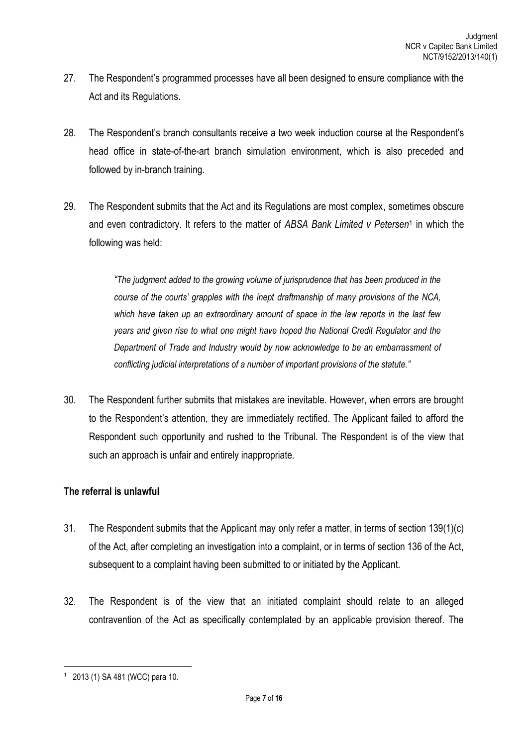27. The Respondent's programmed processes have all been designed to ensure compliance with the Act and its Regulations.

28. The Respondent's branch consultants receive a two week induction course at the Respondent's head office in state-of-the-art branch simulation environment, which is also preceded and followed by in-branch training.

29. The Respondent submits that the Act and its Regulations are most complex, sometimes obscure and even contradictory. It refers to the matter of *ABSA Bank Limited v Petersen*[1] in which the following was held:

> *"The judgment added to the growing volume of jurisprudence that has been produced in the course of the courts' grapples with the inept draftmanship of many provisions of the NCA, which have taken up an extraordinary amount of space in the law reports in the last few years and given rise to what one might have hoped the National Credit Regulator and the Department of Trade and Industry would by now acknowledge to be an embarrassment of conflicting judicial interpretations of a number of important provisions of the statute."*

30. The Respondent further submits that mistakes are inevitable. However, when errors are brought to the Respondent's attention, they are immediately rectified. The Applicant failed to afford the Respondent such opportunity and rushed to the Tribunal. The Respondent is of the view that such an approach is unfair and entirely inappropriate.

**The referral is unlawful**

31. The Respondent submits that the Applicant may only refer a matter, in terms of section 139(1)(c) of the Act, after completing an investigation into a complaint, or in terms of section 136 of the Act, subsequent to a complaint having been submitted to or initiated by the Applicant.

32. The Respondent is of the view that an initiated complaint should relate to an alleged contravention of the Act as specifically contemplated by an applicable provision thereof. The

[1] 2013 (1) SA 481 (WCC) para 10.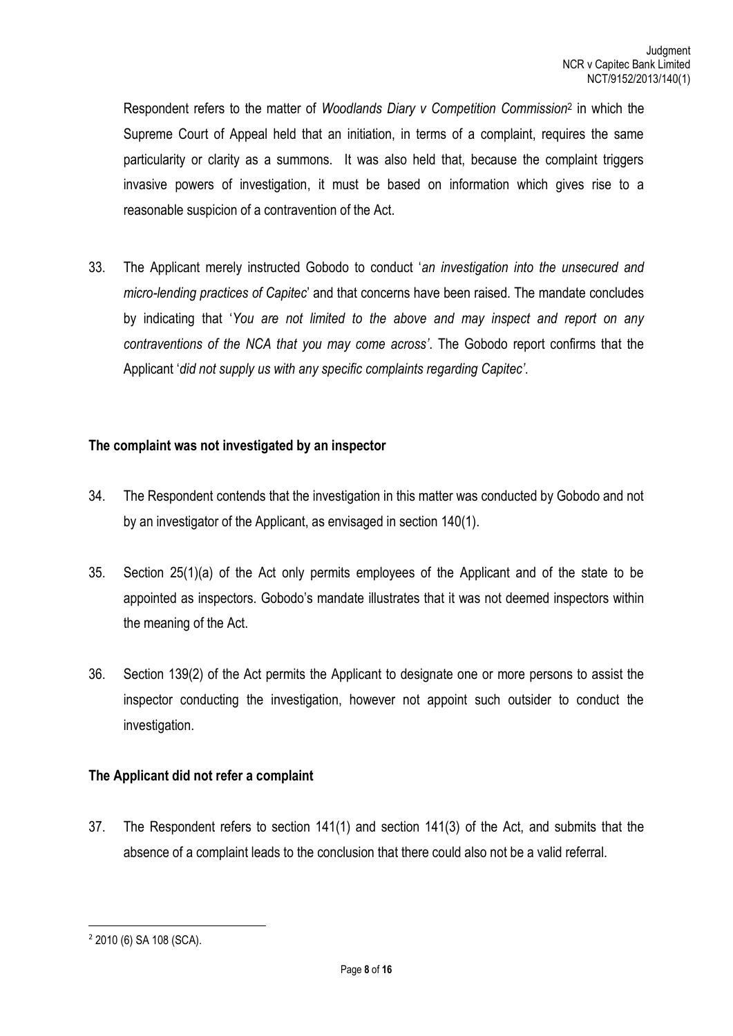Respondent refers to the matter of *Woodlands Diary v Competition Commission*[2] in which the Supreme Court of Appeal held that an initiation, in terms of a complaint, requires the same particularity or clarity as a summons. It was also held that, because the complaint triggers invasive powers of investigation, it must be based on information which gives rise to a reasonable suspicion of a contravention of the Act.

33. The Applicant merely instructed Gobodo to conduct '*an investigation into the unsecured and micro-lending practices of Capitec*' and that concerns have been raised. The mandate concludes by indicating that '*You are not limited to the above and may inspect and report on any contraventions of the NCA that you may come across'*. The Gobodo report confirms that the Applicant '*did not supply us with any specific complaints regarding Capitec'*.

**The complaint was not investigated by an inspector**

34. The Respondent contends that the investigation in this matter was conducted by Gobodo and not by an investigator of the Applicant, as envisaged in section 140(1).

35. Section 25(1)(a) of the Act only permits employees of the Applicant and of the state to be appointed as inspectors. Gobodo's mandate illustrates that it was not deemed inspectors within the meaning of the Act.

36. Section 139(2) of the Act permits the Applicant to designate one or more persons to assist the inspector conducting the investigation, however not appoint such outsider to conduct the investigation.

**The Applicant did not refer a complaint**

37. The Respondent refers to section 141(1) and section 141(3) of the Act, and submits that the absence of a complaint leads to the conclusion that there could also not be a valid referral.

[2] 2010 (6) SA 108 (SCA).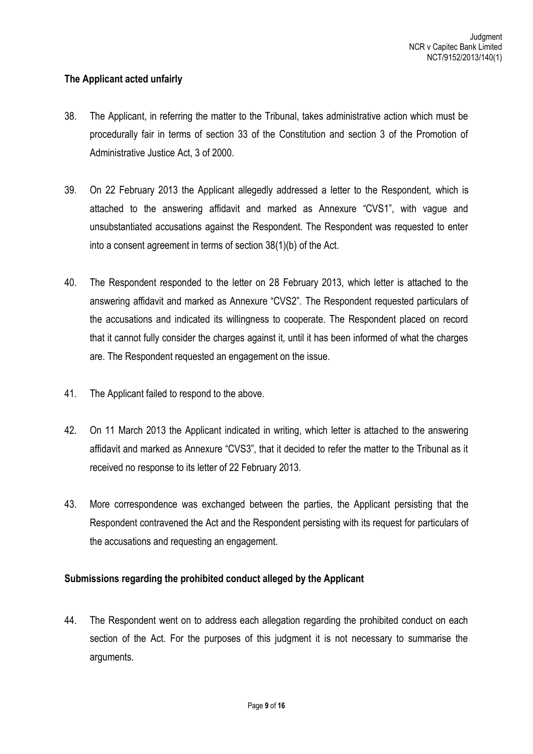**The Applicant acted unfairly**

38. The Applicant, in referring the matter to the Tribunal, takes administrative action which must be procedurally fair in terms of section 33 of the Constitution and section 3 of the Promotion of Administrative Justice Act, 3 of 2000.

39. On 22 February 2013 the Applicant allegedly addressed a letter to the Respondent, which is attached to the answering affidavit and marked as Annexure "CVS1", with vague and unsubstantiated accusations against the Respondent. The Respondent was requested to enter into a consent agreement in terms of section 38(1)(b) of the Act.

40. The Respondent responded to the letter on 28 February 2013, which letter is attached to the answering affidavit and marked as Annexure "CVS2". The Respondent requested particulars of the accusations and indicated its willingness to cooperate. The Respondent placed on record that it cannot fully consider the charges against it, until it has been informed of what the charges are. The Respondent requested an engagement on the issue.

41. The Applicant failed to respond to the above.

42. On 11 March 2013 the Applicant indicated in writing, which letter is attached to the answering affidavit and marked as Annexure "CVS3", that it decided to refer the matter to the Tribunal as it received no response to its letter of 22 February 2013.

43. More correspondence was exchanged between the parties, the Applicant persisting that the Respondent contravened the Act and the Respondent persisting with its request for particulars of the accusations and requesting an engagement.

**Submissions regarding the prohibited conduct alleged by the Applicant**

44. The Respondent went on to address each allegation regarding the prohibited conduct on each section of the Act. For the purposes of this judgment it is not necessary to summarise the arguments.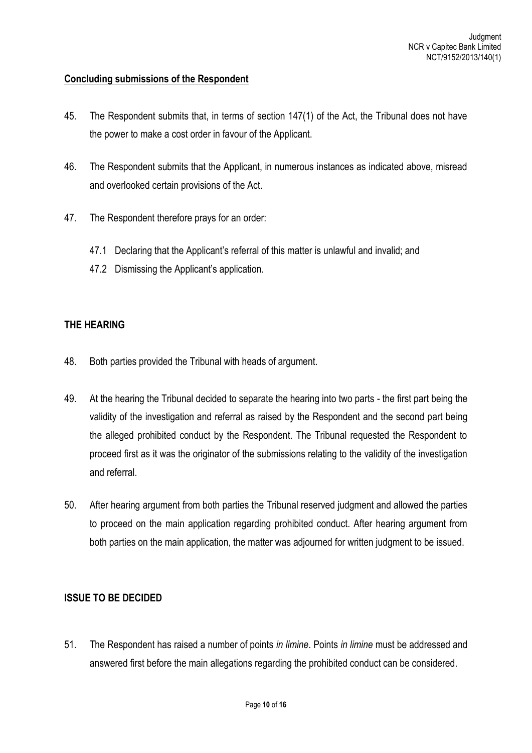**Concluding submissions of the Respondent**

45. The Respondent submits that, in terms of section 147(1) of the Act, the Tribunal does not have the power to make a cost order in favour of the Applicant.

46. The Respondent submits that the Applicant, in numerous instances as indicated above, misread and overlooked certain provisions of the Act.

47. The Respondent therefore prays for an order:

    47.1 Declaring that the Applicant's referral of this matter is unlawful and invalid; and

    47.2 Dismissing the Applicant's application.

## THE HEARING

48. Both parties provided the Tribunal with heads of argument.

49. At the hearing the Tribunal decided to separate the hearing into two parts - the first part being the validity of the investigation and referral as raised by the Respondent and the second part being the alleged prohibited conduct by the Respondent. The Tribunal requested the Respondent to proceed first as it was the originator of the submissions relating to the validity of the investigation and referral.

50. After hearing argument from both parties the Tribunal reserved judgment and allowed the parties to proceed on the main application regarding prohibited conduct. After hearing argument from both parties on the main application, the matter was adjourned for written judgment to be issued.

## ISSUE TO BE DECIDED

51. The Respondent has raised a number of points *in limine*. Points *in limine* must be addressed and answered first before the main allegations regarding the prohibited conduct can be considered.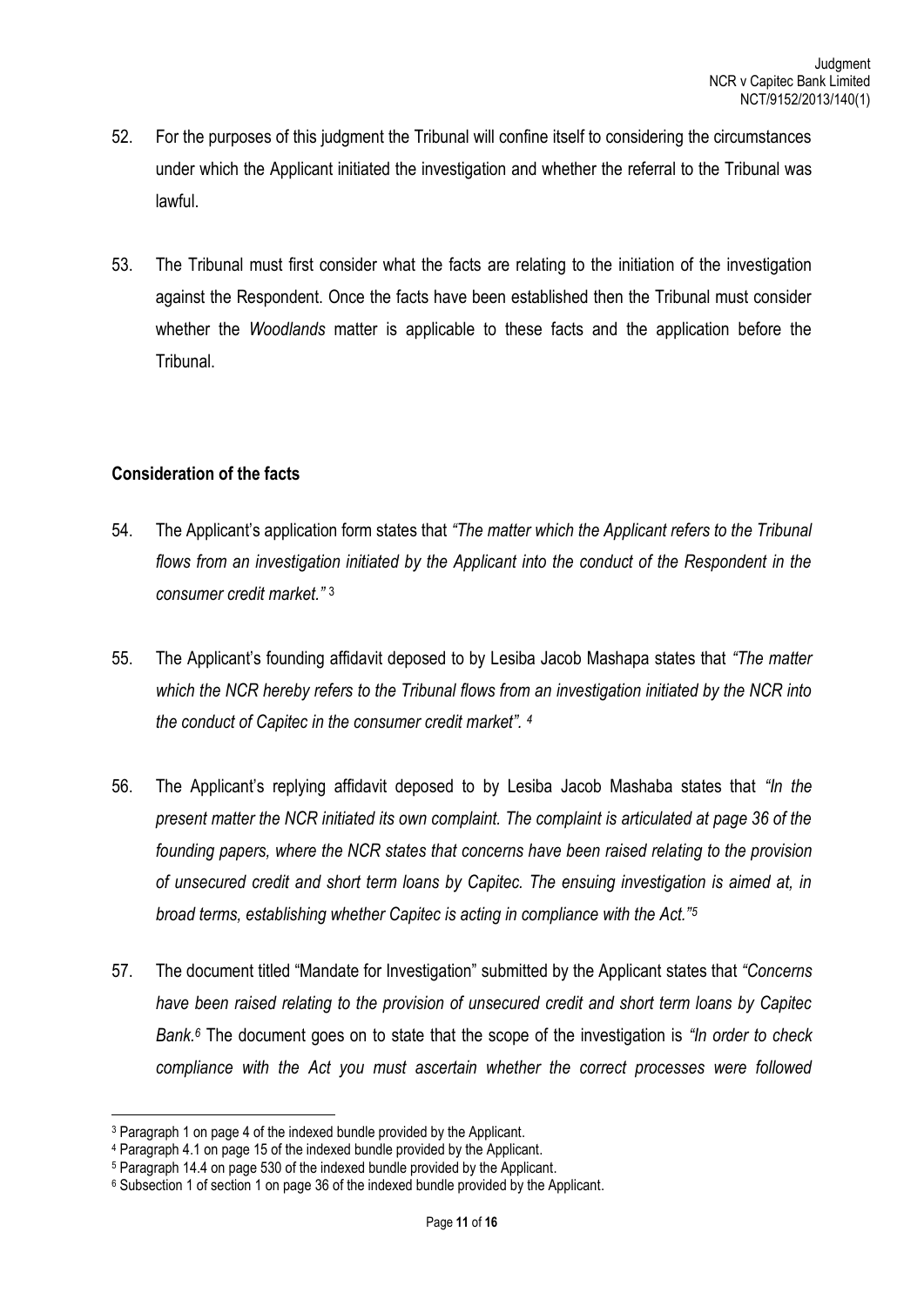52. For the purposes of this judgment the Tribunal will confine itself to considering the circumstances under which the Applicant initiated the investigation and whether the referral to the Tribunal was lawful.

53. The Tribunal must first consider what the facts are relating to the initiation of the investigation against the Respondent. Once the facts have been established then the Tribunal must consider whether the *Woodlands* matter is applicable to these facts and the application before the Tribunal.

## Consideration of the facts

54. The Applicant's application form states that *"The matter which the Applicant refers to the Tribunal flows from an investigation initiated by the Applicant into the conduct of the Respondent in the consumer credit market."* [3]

55. The Applicant's founding affidavit deposed to by Lesiba Jacob Mashapa states that *"The matter which the NCR hereby refers to the Tribunal flows from an investigation initiated by the NCR into the conduct of Capitec in the consumer credit market".* [4]

56. The Applicant's replying affidavit deposed to by Lesiba Jacob Mashaba states that *"In the present matter the NCR initiated its own complaint. The complaint is articulated at page 36 of the founding papers, where the NCR states that concerns have been raised relating to the provision of unsecured credit and short term loans by Capitec. The ensuing investigation is aimed at, in broad terms, establishing whether Capitec is acting in compliance with the Act."*[5]

57. The document titled "Mandate for Investigation" submitted by the Applicant states that *"Concerns have been raised relating to the provision of unsecured credit and short term loans by Capitec Bank.*[6] The document goes on to state that the scope of the investigation is *"In order to check compliance with the Act you must ascertain whether the correct processes were followed*

---

[3] Paragraph 1 on page 4 of the indexed bundle provided by the Applicant.

[4] Paragraph 4.1 on page 15 of the indexed bundle provided by the Applicant.

[5] Paragraph 14.4 on page 530 of the indexed bundle provided by the Applicant.

[6] Subsection 1 of section 1 on page 36 of the indexed bundle provided by the Applicant.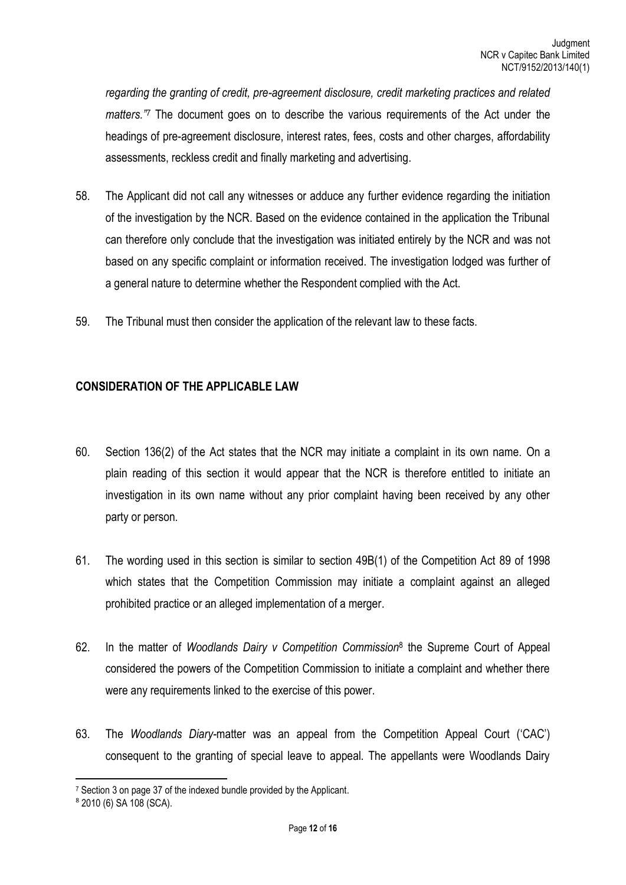*regarding the granting of credit, pre-agreement disclosure, credit marketing practices and related matters."*[7] The document goes on to describe the various requirements of the Act under the headings of pre-agreement disclosure, interest rates, fees, costs and other charges, affordability assessments, reckless credit and finally marketing and advertising.

58. The Applicant did not call any witnesses or adduce any further evidence regarding the initiation of the investigation by the NCR. Based on the evidence contained in the application the Tribunal can therefore only conclude that the investigation was initiated entirely by the NCR and was not based on any specific complaint or information received. The investigation lodged was further of a general nature to determine whether the Respondent complied with the Act.

59. The Tribunal must then consider the application of the relevant law to these facts.

## CONSIDERATION OF THE APPLICABLE LAW

60. Section 136(2) of the Act states that the NCR may initiate a complaint in its own name. On a plain reading of this section it would appear that the NCR is therefore entitled to initiate an investigation in its own name without any prior complaint having been received by any other party or person.

61. The wording used in this section is similar to section 49B(1) of the Competition Act 89 of 1998 which states that the Competition Commission may initiate a complaint against an alleged prohibited practice or an alleged implementation of a merger.

62. In the matter of *Woodlands Dairy v Competition Commission*[8] the Supreme Court of Appeal considered the powers of the Competition Commission to initiate a complaint and whether there were any requirements linked to the exercise of this power.

63. The *Woodlands Diary*-matter was an appeal from the Competition Appeal Court ('CAC') consequent to the granting of special leave to appeal. The appellants were Woodlands Dairy

---

[7] Section 3 on page 37 of the indexed bundle provided by the Applicant.

[8] 2010 (6) SA 108 (SCA).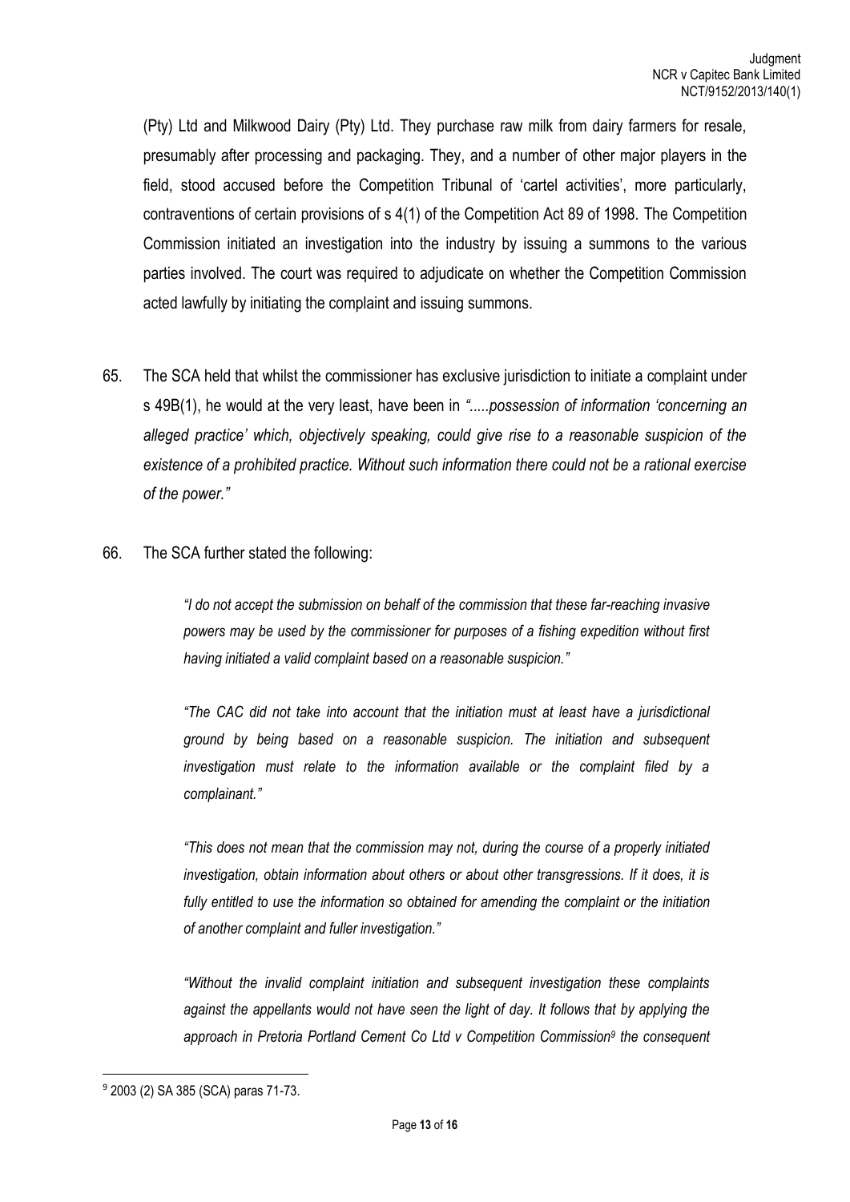(Pty) Ltd and Milkwood Dairy (Pty) Ltd. They purchase raw milk from dairy farmers for resale, presumably after processing and packaging. They, and a number of other major players in the field, stood accused before the Competition Tribunal of 'cartel activities', more particularly, contraventions of certain provisions of s 4(1) of the Competition Act 89 of 1998. The Competition Commission initiated an investigation into the industry by issuing a summons to the various parties involved. The court was required to adjudicate on whether the Competition Commission acted lawfully by initiating the complaint and issuing summons.

65. The SCA held that whilst the commissioner has exclusive jurisdiction to initiate a complaint under s 49B(1), he would at the very least, have been in *".....possession of information 'concerning an alleged practice' which, objectively speaking, could give rise to a reasonable suspicion of the existence of a prohibited practice. Without such information there could not be a rational exercise of the power."*

66. The SCA further stated the following:

> *"I do not accept the submission on behalf of the commission that these far-reaching invasive powers may be used by the commissioner for purposes of a fishing expedition without first having initiated a valid complaint based on a reasonable suspicion."*
>
> *"The CAC did not take into account that the initiation must at least have a jurisdictional ground by being based on a reasonable suspicion. The initiation and subsequent investigation must relate to the information available or the complaint filed by a complainant."*
>
> *"This does not mean that the commission may not, during the course of a properly initiated investigation, obtain information about others or about other transgressions. If it does, it is fully entitled to use the information so obtained for amending the complaint or the initiation of another complaint and fuller investigation."*
>
> *"Without the invalid complaint initiation and subsequent investigation these complaints against the appellants would not have seen the light of day. It follows that by applying the approach in Pretoria Portland Cement Co Ltd v Competition Commission*[9] *the consequent*

---

[9] 2003 (2) SA 385 (SCA) paras 71-73.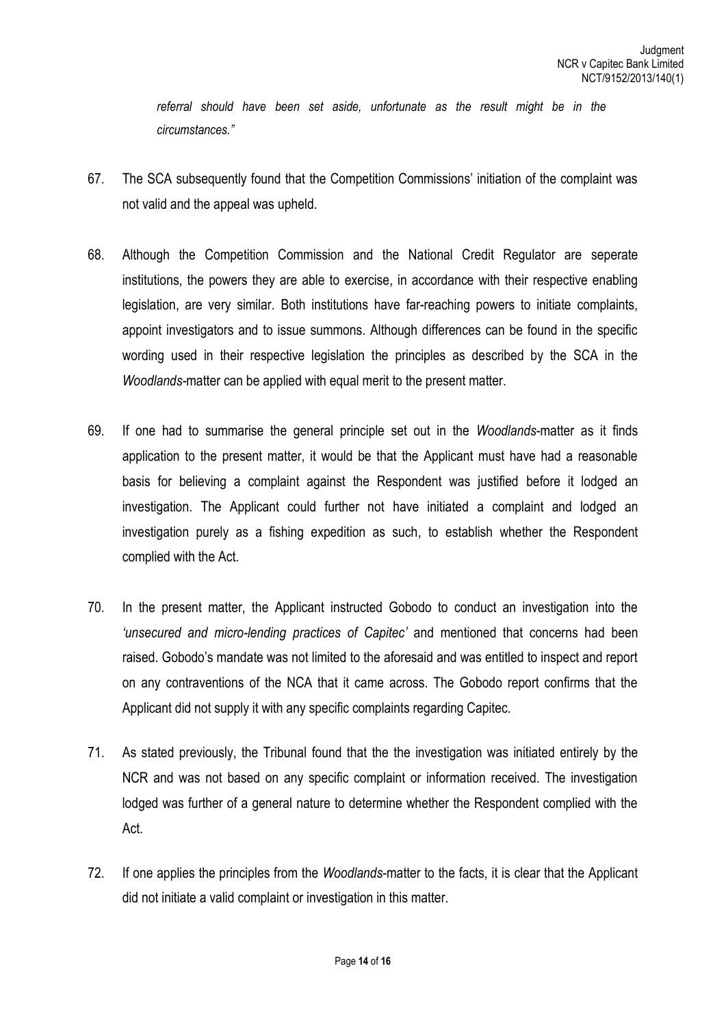*referral should have been set aside, unfortunate as the result might be in the circumstances."*

67. The SCA subsequently found that the Competition Commissions' initiation of the complaint was not valid and the appeal was upheld.

68. Although the Competition Commission and the National Credit Regulator are seperate institutions, the powers they are able to exercise, in accordance with their respective enabling legislation, are very similar. Both institutions have far-reaching powers to initiate complaints, appoint investigators and to issue summons. Although differences can be found in the specific wording used in their respective legislation the principles as described by the SCA in the *Woodlands*-matter can be applied with equal merit to the present matter.

69. If one had to summarise the general principle set out in the *Woodlands*-matter as it finds application to the present matter, it would be that the Applicant must have had a reasonable basis for believing a complaint against the Respondent was justified before it lodged an investigation. The Applicant could further not have initiated a complaint and lodged an investigation purely as a fishing expedition as such, to establish whether the Respondent complied with the Act.

70. In the present matter, the Applicant instructed Gobodo to conduct an investigation into the *'unsecured and micro-lending practices of Capitec'* and mentioned that concerns had been raised. Gobodo's mandate was not limited to the aforesaid and was entitled to inspect and report on any contraventions of the NCA that it came across. The Gobodo report confirms that the Applicant did not supply it with any specific complaints regarding Capitec.

71. As stated previously, the Tribunal found that the the investigation was initiated entirely by the NCR and was not based on any specific complaint or information received. The investigation lodged was further of a general nature to determine whether the Respondent complied with the Act.

72. If one applies the principles from the *Woodlands*-matter to the facts, it is clear that the Applicant did not initiate a valid complaint or investigation in this matter.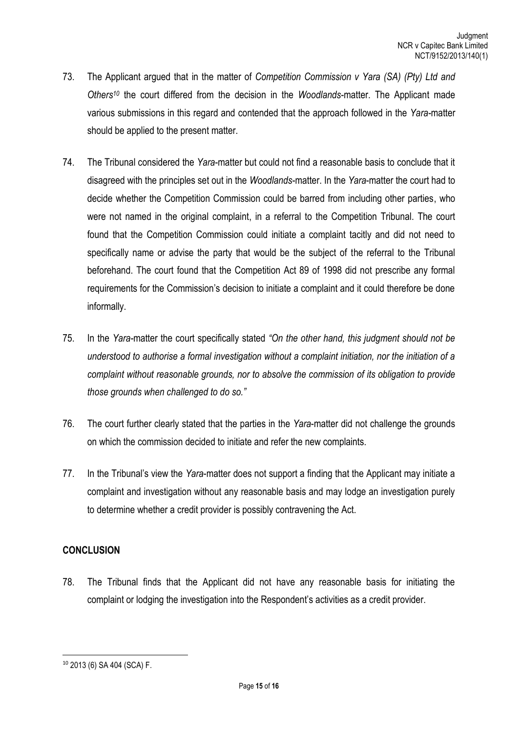73. The Applicant argued that in the matter of *Competition Commission v Yara (SA) (Pty) Ltd and Others*[10] the court differed from the decision in the *Woodlands*-matter. The Applicant made various submissions in this regard and contended that the approach followed in the *Yara*-matter should be applied to the present matter.

74. The Tribunal considered the *Yara*-matter but could not find a reasonable basis to conclude that it disagreed with the principles set out in the *Woodlands*-matter. In the *Yara*-matter the court had to decide whether the Competition Commission could be barred from including other parties, who were not named in the original complaint, in a referral to the Competition Tribunal. The court found that the Competition Commission could initiate a complaint tacitly and did not need to specifically name or advise the party that would be the subject of the referral to the Tribunal beforehand. The court found that the Competition Act 89 of 1998 did not prescribe any formal requirements for the Commission's decision to initiate a complaint and it could therefore be done informally.

75. In the *Yara*-matter the court specifically stated *"On the other hand, this judgment should not be understood to authorise a formal investigation without a complaint initiation, nor the initiation of a complaint without reasonable grounds, nor to absolve the commission of its obligation to provide those grounds when challenged to do so."*

76. The court further clearly stated that the parties in the *Yara*-matter did not challenge the grounds on which the commission decided to initiate and refer the new complaints.

77. In the Tribunal's view the *Yara*-matter does not support a finding that the Applicant may initiate a complaint and investigation without any reasonable basis and may lodge an investigation purely to determine whether a credit provider is possibly contravening the Act.

## CONCLUSION

78. The Tribunal finds that the Applicant did not have any reasonable basis for initiating the complaint or lodging the investigation into the Respondent's activities as a credit provider.

---

[10] 2013 (6) SA 404 (SCA) F.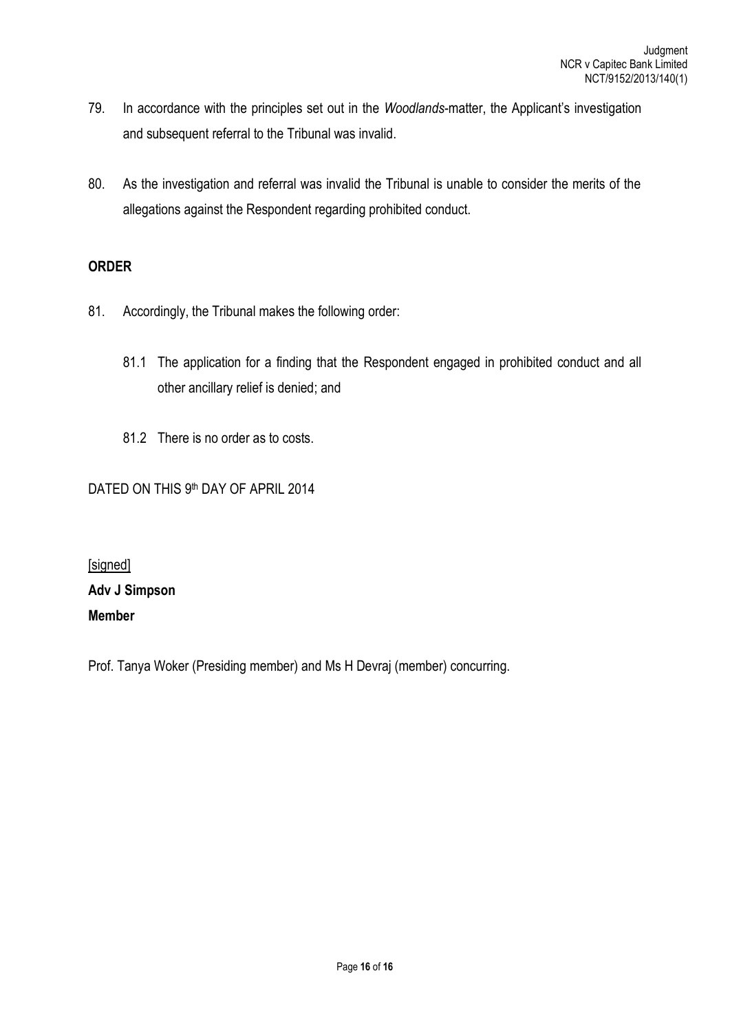79. In accordance with the principles set out in the *Woodlands*-matter, the Applicant's investigation and subsequent referral to the Tribunal was invalid.

80. As the investigation and referral was invalid the Tribunal is unable to consider the merits of the allegations against the Respondent regarding prohibited conduct.

**ORDER**

81. Accordingly, the Tribunal makes the following order:

    81.1 The application for a finding that the Respondent engaged in prohibited conduct and all other ancillary relief is denied; and

    81.2 There is no order as to costs.

DATED ON THIS 9th DAY OF APRIL 2014

[signed]

**Adv J Simpson**

**Member**

Prof. Tanya Woker (Presiding member) and Ms H Devraj (member) concurring.